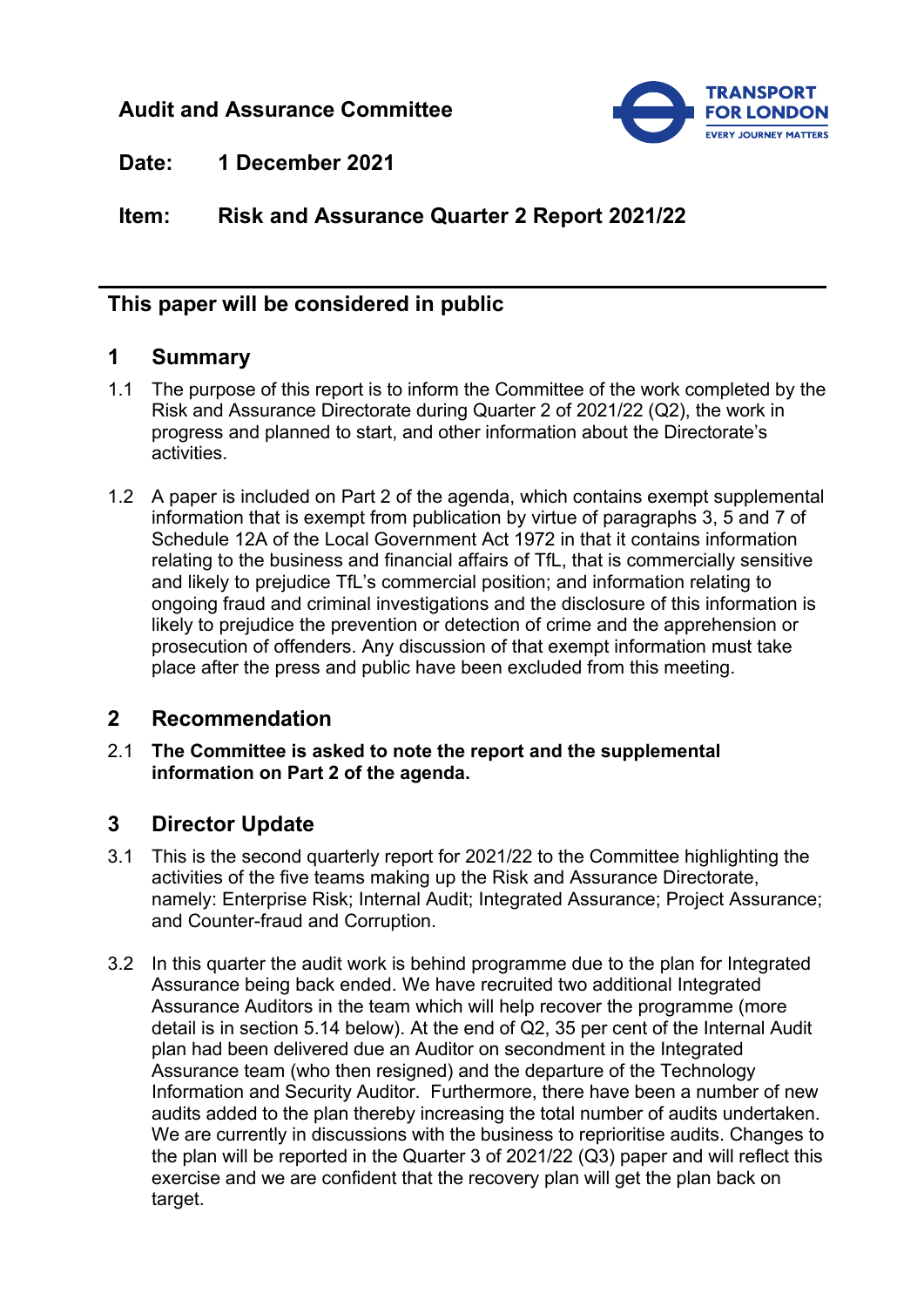**Audit and Assurance Committee**

**Date:** 1 December 2021

**Item:** Risk and Assurance Quarter 2 Report 2021/22

## This paper will be considered in public

## 1 Summary

1.1 The purpose of this report is to inform the Committee of the work completed by the Risk and Assurance Directorate during Quarter 2 of 2021/22 (Q2), the work in progress and planned to start, and other information about the Directorate's activities.

1.2 A paper is included on Part 2 of the agenda, which contains exempt supplemental information that is exempt from publication by virtue of paragraphs 3, 5 and 7 of Schedule 12A of the Local Government Act 1972 in that it contains information relating to the business and financial affairs of TfL, that is commercially sensitive and likely to prejudice TfL's commercial position; and information relating to ongoing fraud and criminal investigations and the disclosure of this information is likely to prejudice the prevention or detection of crime and the apprehension or prosecution of offenders. Any discussion of that exempt information must take place after the press and public have been excluded from this meeting.

## 2 Recommendation

2.1 **The Committee is asked to note the report and the supplemental information on Part 2 of the agenda.**

## 3 Director Update

3.1 This is the second quarterly report for 2021/22 to the Committee highlighting the activities of the five teams making up the Risk and Assurance Directorate, namely: Enterprise Risk; Internal Audit; Integrated Assurance; Project Assurance; and Counter-fraud and Corruption.

3.2 In this quarter the audit work is behind programme due to the plan for Integrated Assurance being back ended. We have recruited two additional Integrated Assurance Auditors in the team which will help recover the programme (more detail is in section 5.14 below). At the end of Q2, 35 per cent of the Internal Audit plan had been delivered due an Auditor on secondment in the Integrated Assurance team (who then resigned) and the departure of the Technology Information and Security Auditor. Furthermore, there have been a number of new audits added to the plan thereby increasing the total number of audits undertaken. We are currently in discussions with the business to reprioritise audits. Changes to the plan will be reported in the Quarter 3 of 2021/22 (Q3) paper and will reflect this exercise and we are confident that the recovery plan will get the plan back on target.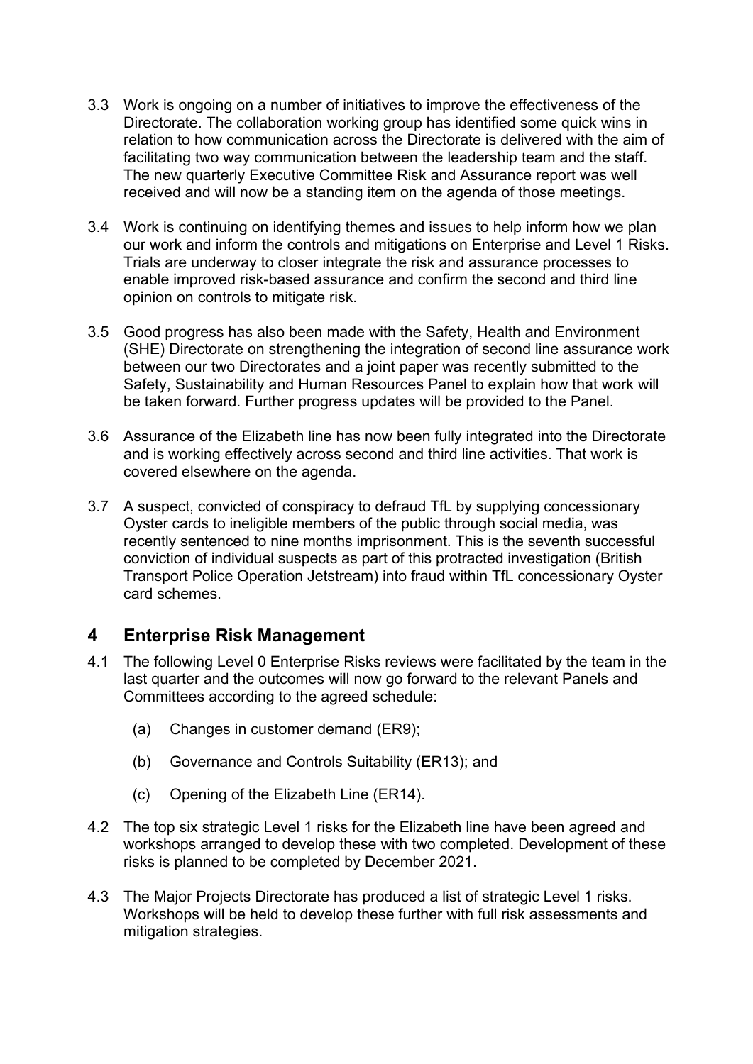3.3 Work is ongoing on a number of initiatives to improve the effectiveness of the Directorate. The collaboration working group has identified some quick wins in relation to how communication across the Directorate is delivered with the aim of facilitating two way communication between the leadership team and the staff. The new quarterly Executive Committee Risk and Assurance report was well received and will now be a standing item on the agenda of those meetings.

3.4 Work is continuing on identifying themes and issues to help inform how we plan our work and inform the controls and mitigations on Enterprise and Level 1 Risks. Trials are underway to closer integrate the risk and assurance processes to enable improved risk-based assurance and confirm the second and third line opinion on controls to mitigate risk.

3.5 Good progress has also been made with the Safety, Health and Environment (SHE) Directorate on strengthening the integration of second line assurance work between our two Directorates and a joint paper was recently submitted to the Safety, Sustainability and Human Resources Panel to explain how that work will be taken forward. Further progress updates will be provided to the Panel.

3.6 Assurance of the Elizabeth line has now been fully integrated into the Directorate and is working effectively across second and third line activities. That work is covered elsewhere on the agenda.

3.7 A suspect, convicted of conspiracy to defraud TfL by supplying concessionary Oyster cards to ineligible members of the public through social media, was recently sentenced to nine months imprisonment. This is the seventh successful conviction of individual suspects as part of this protracted investigation (British Transport Police Operation Jetstream) into fraud within TfL concessionary Oyster card schemes.

## 4 Enterprise Risk Management

4.1 The following Level 0 Enterprise Risks reviews were facilitated by the team in the last quarter and the outcomes will now go forward to the relevant Panels and Committees according to the agreed schedule:

(a) Changes in customer demand (ER9);

(b) Governance and Controls Suitability (ER13); and

(c) Opening of the Elizabeth Line (ER14).

4.2 The top six strategic Level 1 risks for the Elizabeth line have been agreed and workshops arranged to develop these with two completed. Development of these risks is planned to be completed by December 2021.

4.3 The Major Projects Directorate has produced a list of strategic Level 1 risks. Workshops will be held to develop these further with full risk assessments and mitigation strategies.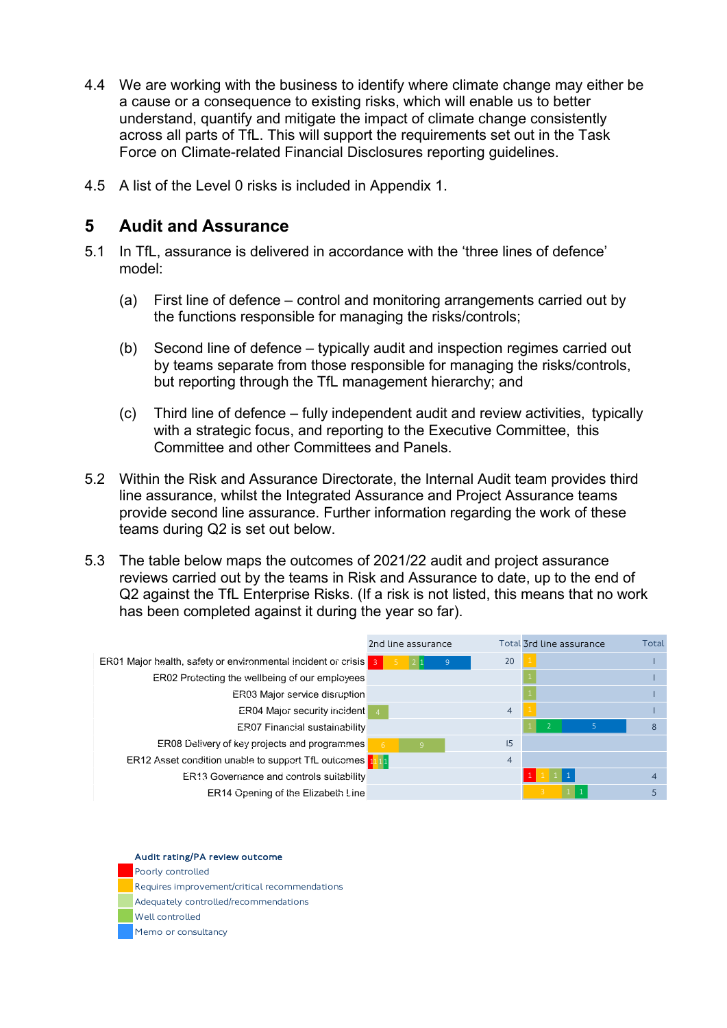4.4 We are working with the business to identify where climate change may either be a cause or a consequence to existing risks, which will enable us to better understand, quantify and mitigate the impact of climate change consistently across all parts of TfL. This will support the requirements set out in the Task Force on Climate-related Financial Disclosures reporting guidelines.

4.5 A list of the Level 0 risks is included in Appendix 1.

## 5 Audit and Assurance

5.1 In TfL, assurance is delivered in accordance with the 'three lines of defence' model:

(a) First line of defence – control and monitoring arrangements carried out by the functions responsible for managing the risks/controls;

(b) Second line of defence – typically audit and inspection regimes carried out by teams separate from those responsible for managing the risks/controls, but reporting through the TfL management hierarchy; and

(c) Third line of defence – fully independent audit and review activities, typically with a strategic focus, and reporting to the Executive Committee, this Committee and other Committees and Panels.

5.2 Within the Risk and Assurance Directorate, the Internal Audit team provides third line assurance, whilst the Integrated Assurance and Project Assurance teams provide second line assurance. Further information regarding the work of these teams during Q2 is set out below.

5.3 The table below maps the outcomes of 2021/22 audit and project assurance reviews carried out by the teams in Risk and Assurance to date, up to the end of Q2 against the TfL Enterprise Risks. (If a risk is not listed, this means that no work has been completed against it during the year so far).

| | 2nd line assurance | | | | | Total | 3rd line assurance | | | | | Total |
|---|---|---|---|---|---|---|---|---|---|---|---|---|
| | Poorly controlled | Requires improvement/critical recommendations | Adequately controlled/recommendations | Well controlled | Memo or consultancy | | Poorly controlled | Requires improvement/critical recommendations | Adequately controlled/recommendations | Well controlled | Memo or consultancy | |
| ER01 Major health, safety or environmental incident or crisis | 3 | 5 | 2 | 1 | 9 | 20 | | 1 | | | | 1 |
| ER02 Protecting the wellbeing of our employees | | | | | | | | | 1 | | | 1 |
| ER03 Major service disruption | | | | | | | | | 1 | | | 1 |
| ER04 Major security incident | | | | 4 | | 4 | | 1 | | | | 1 |
| ER07 Financial sustainability | | | | | | | | | 1 | 2 | 5 | 8 |
| ER08 Delivery of key projects and programmes | | 6 | | 9 | | 15 | | | | | | |
| ER12 Asset condition unable to support TfL outcomes | 1 | 1 | 1 | 1 | | 4 | | | | | | |
| ER13 Governance and controls suitability | | | | | | | 1 | 1 | 1 | | 1 | 4 |
| ER14 Opening of the Elizabeth Line | | | | | | | | 3 | 1 | 1 | | 5 |

Audit rating/PA review outcome

- Poorly controlled
- Requires improvement/critical recommendations
- Adequately controlled/recommendations
- Well controlled
- Memo or consultancy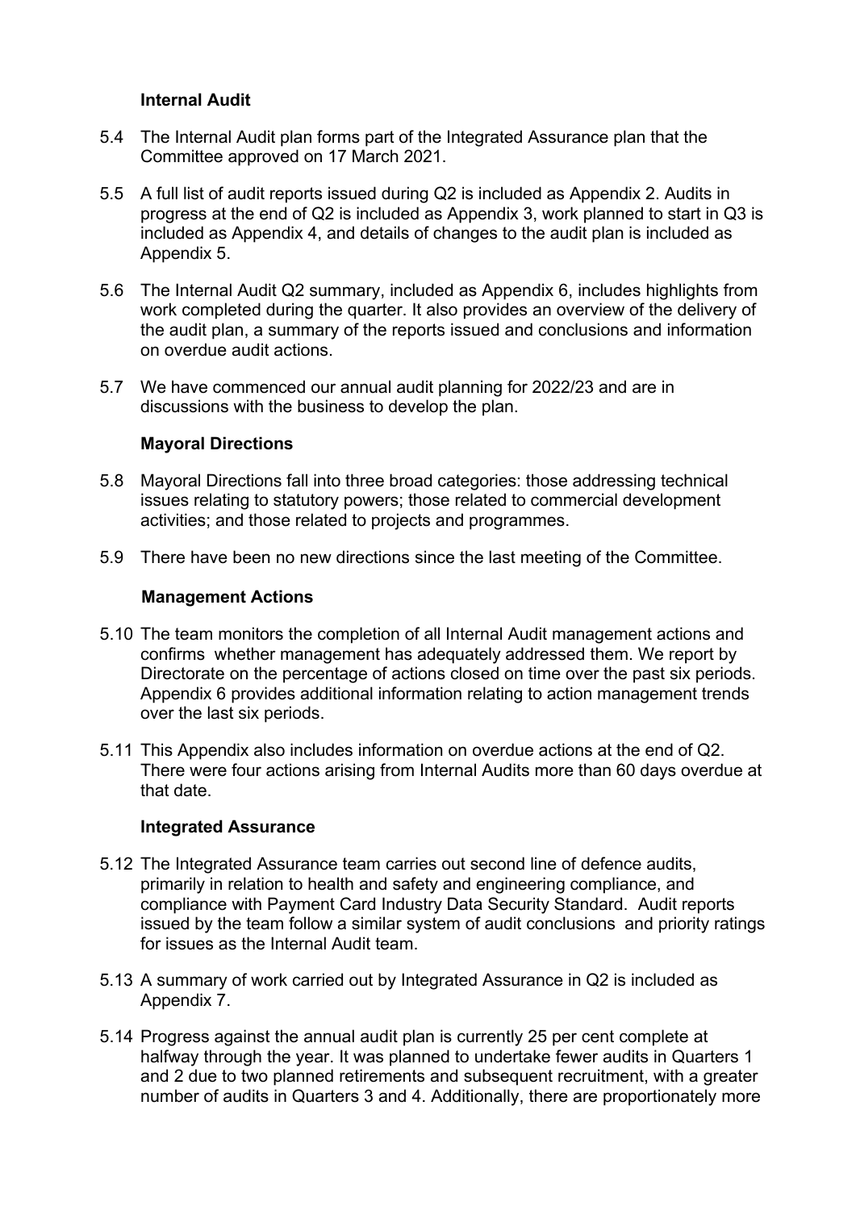### Internal Audit

5.4 The Internal Audit plan forms part of the Integrated Assurance plan that the Committee approved on 17 March 2021.

5.5 A full list of audit reports issued during Q2 is included as Appendix 2. Audits in progress at the end of Q2 is included as Appendix 3, work planned to start in Q3 is included as Appendix 4, and details of changes to the audit plan is included as Appendix 5.

5.6 The Internal Audit Q2 summary, included as Appendix 6, includes highlights from work completed during the quarter. It also provides an overview of the delivery of the audit plan, a summary of the reports issued and conclusions and information on overdue audit actions.

5.7 We have commenced our annual audit planning for 2022/23 and are in discussions with the business to develop the plan.

### Mayoral Directions

5.8 Mayoral Directions fall into three broad categories: those addressing technical issues relating to statutory powers; those related to commercial development activities; and those related to projects and programmes.

5.9 There have been no new directions since the last meeting of the Committee.

### Management Actions

5.10 The team monitors the completion of all Internal Audit management actions and confirms whether management has adequately addressed them. We report by Directorate on the percentage of actions closed on time over the past six periods. Appendix 6 provides additional information relating to action management trends over the last six periods.

5.11 This Appendix also includes information on overdue actions at the end of Q2. There were four actions arising from Internal Audits more than 60 days overdue at that date.

### Integrated Assurance

5.12 The Integrated Assurance team carries out second line of defence audits, primarily in relation to health and safety and engineering compliance, and compliance with Payment Card Industry Data Security Standard. Audit reports issued by the team follow a similar system of audit conclusions and priority ratings for issues as the Internal Audit team.

5.13 A summary of work carried out by Integrated Assurance in Q2 is included as Appendix 7.

5.14 Progress against the annual audit plan is currently 25 per cent complete at halfway through the year. It was planned to undertake fewer audits in Quarters 1 and 2 due to two planned retirements and subsequent recruitment, with a greater number of audits in Quarters 3 and 4. Additionally, there are proportionately more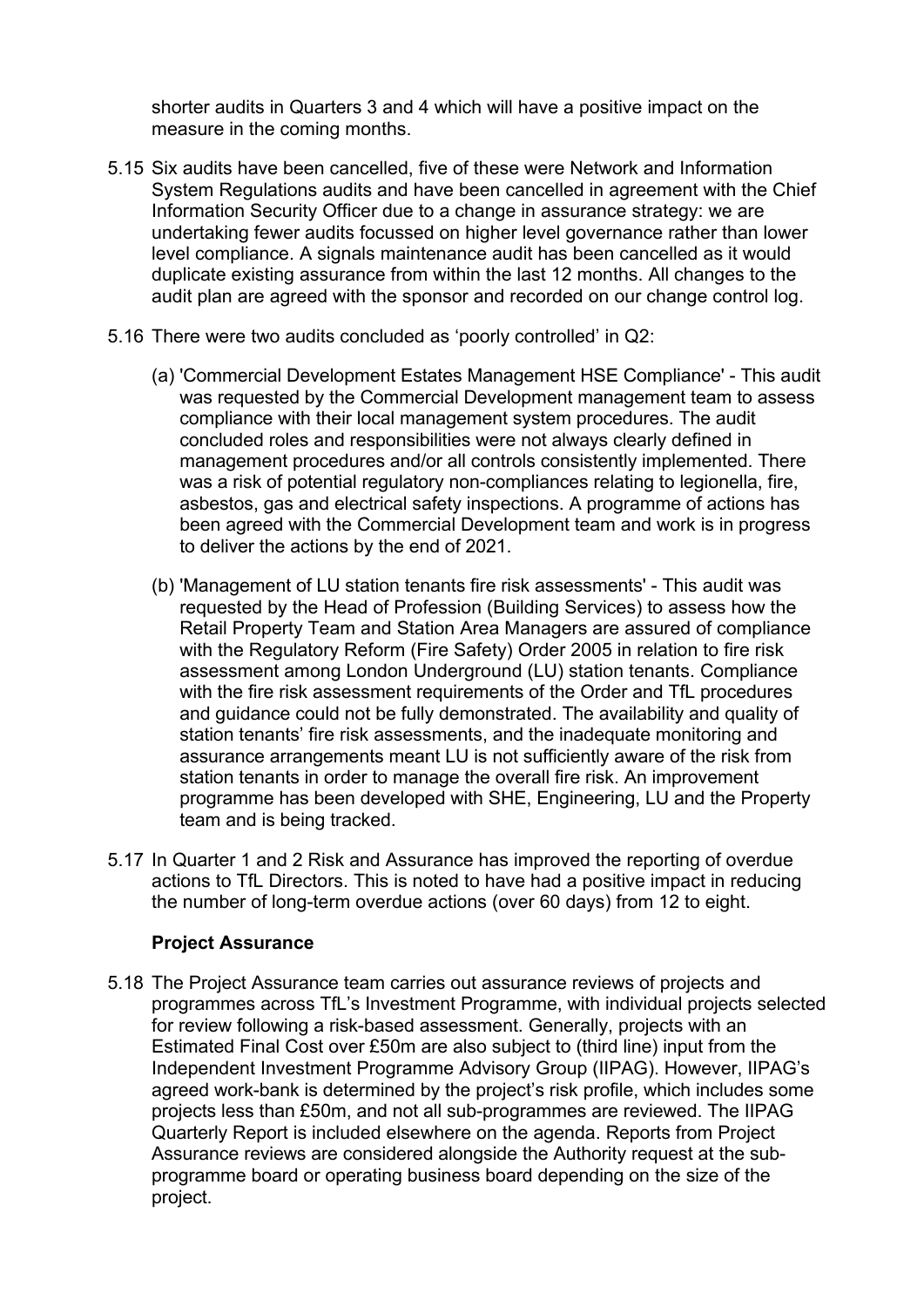shorter audits in Quarters 3 and 4 which will have a positive impact on the measure in the coming months.

5.15 Six audits have been cancelled, five of these were Network and Information System Regulations audits and have been cancelled in agreement with the Chief Information Security Officer due to a change in assurance strategy: we are undertaking fewer audits focussed on higher level governance rather than lower level compliance. A signals maintenance audit has been cancelled as it would duplicate existing assurance from within the last 12 months. All changes to the audit plan are agreed with the sponsor and recorded on our change control log.

5.16 There were two audits concluded as 'poorly controlled' in Q2:

(a) 'Commercial Development Estates Management HSE Compliance' - This audit was requested by the Commercial Development management team to assess compliance with their local management system procedures. The audit concluded roles and responsibilities were not always clearly defined in management procedures and/or all controls consistently implemented. There was a risk of potential regulatory non-compliances relating to legionella, fire, asbestos, gas and electrical safety inspections. A programme of actions has been agreed with the Commercial Development team and work is in progress to deliver the actions by the end of 2021.

(b) 'Management of LU station tenants fire risk assessments' - This audit was requested by the Head of Profession (Building Services) to assess how the Retail Property Team and Station Area Managers are assured of compliance with the Regulatory Reform (Fire Safety) Order 2005 in relation to fire risk assessment among London Underground (LU) station tenants. Compliance with the fire risk assessment requirements of the Order and TfL procedures and guidance could not be fully demonstrated. The availability and quality of station tenants' fire risk assessments, and the inadequate monitoring and assurance arrangements meant LU is not sufficiently aware of the risk from station tenants in order to manage the overall fire risk. An improvement programme has been developed with SHE, Engineering, LU and the Property team and is being tracked.

5.17 In Quarter 1 and 2 Risk and Assurance has improved the reporting of overdue actions to TfL Directors. This is noted to have had a positive impact in reducing the number of long-term overdue actions (over 60 days) from 12 to eight.

**Project Assurance**

5.18 The Project Assurance team carries out assurance reviews of projects and programmes across TfL's Investment Programme, with individual projects selected for review following a risk-based assessment. Generally, projects with an Estimated Final Cost over £50m are also subject to (third line) input from the Independent Investment Programme Advisory Group (IIPAG). However, IIPAG's agreed work-bank is determined by the project's risk profile, which includes some projects less than £50m, and not all sub-programmes are reviewed. The IIPAG Quarterly Report is included elsewhere on the agenda. Reports from Project Assurance reviews are considered alongside the Authority request at the sub-programme board or operating business board depending on the size of the project.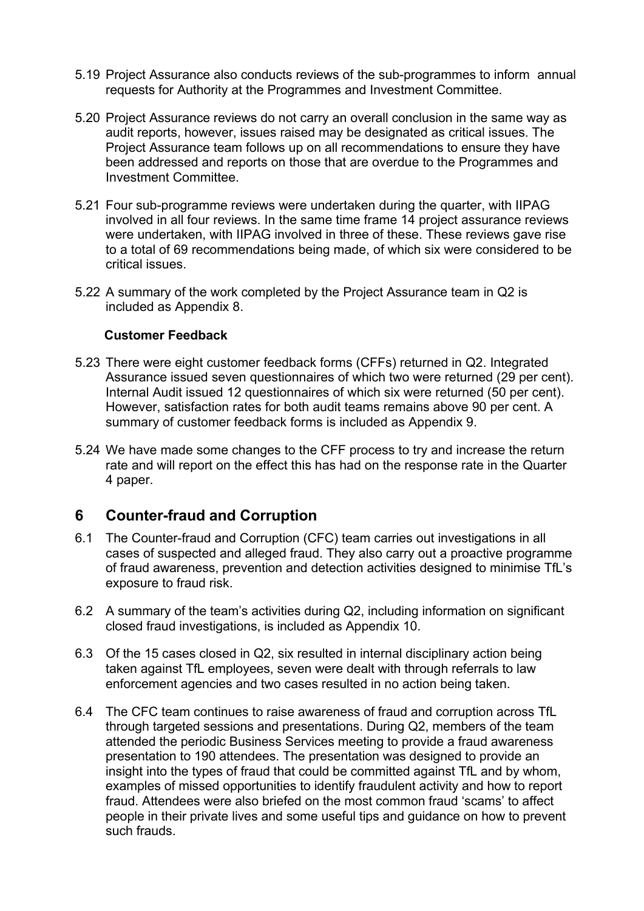5.19 Project Assurance also conducts reviews of the sub-programmes to inform annual requests for Authority at the Programmes and Investment Committee.

5.20 Project Assurance reviews do not carry an overall conclusion in the same way as audit reports, however, issues raised may be designated as critical issues. The Project Assurance team follows up on all recommendations to ensure they have been addressed and reports on those that are overdue to the Programmes and Investment Committee.

5.21 Four sub-programme reviews were undertaken during the quarter, with IIPAG involved in all four reviews. In the same time frame 14 project assurance reviews were undertaken, with IIPAG involved in three of these. These reviews gave rise to a total of 69 recommendations being made, of which six were considered to be critical issues.

5.22 A summary of the work completed by the Project Assurance team in Q2 is included as Appendix 8.

**Customer Feedback**

5.23 There were eight customer feedback forms (CFFs) returned in Q2. Integrated Assurance issued seven questionnaires of which two were returned (29 per cent). Internal Audit issued 12 questionnaires of which six were returned (50 per cent). However, satisfaction rates for both audit teams remains above 90 per cent. A summary of customer feedback forms is included as Appendix 9.

5.24 We have made some changes to the CFF process to try and increase the return rate and will report on the effect this has had on the response rate in the Quarter 4 paper.

## 6 Counter-fraud and Corruption

6.1 The Counter-fraud and Corruption (CFC) team carries out investigations in all cases of suspected and alleged fraud. They also carry out a proactive programme of fraud awareness, prevention and detection activities designed to minimise TfL's exposure to fraud risk.

6.2 A summary of the team's activities during Q2, including information on significant closed fraud investigations, is included as Appendix 10.

6.3 Of the 15 cases closed in Q2, six resulted in internal disciplinary action being taken against TfL employees, seven were dealt with through referrals to law enforcement agencies and two cases resulted in no action being taken.

6.4 The CFC team continues to raise awareness of fraud and corruption across TfL through targeted sessions and presentations. During Q2, members of the team attended the periodic Business Services meeting to provide a fraud awareness presentation to 190 attendees. The presentation was designed to provide an insight into the types of fraud that could be committed against TfL and by whom, examples of missed opportunities to identify fraudulent activity and how to report fraud. Attendees were also briefed on the most common fraud 'scams' to affect people in their private lives and some useful tips and guidance on how to prevent such frauds.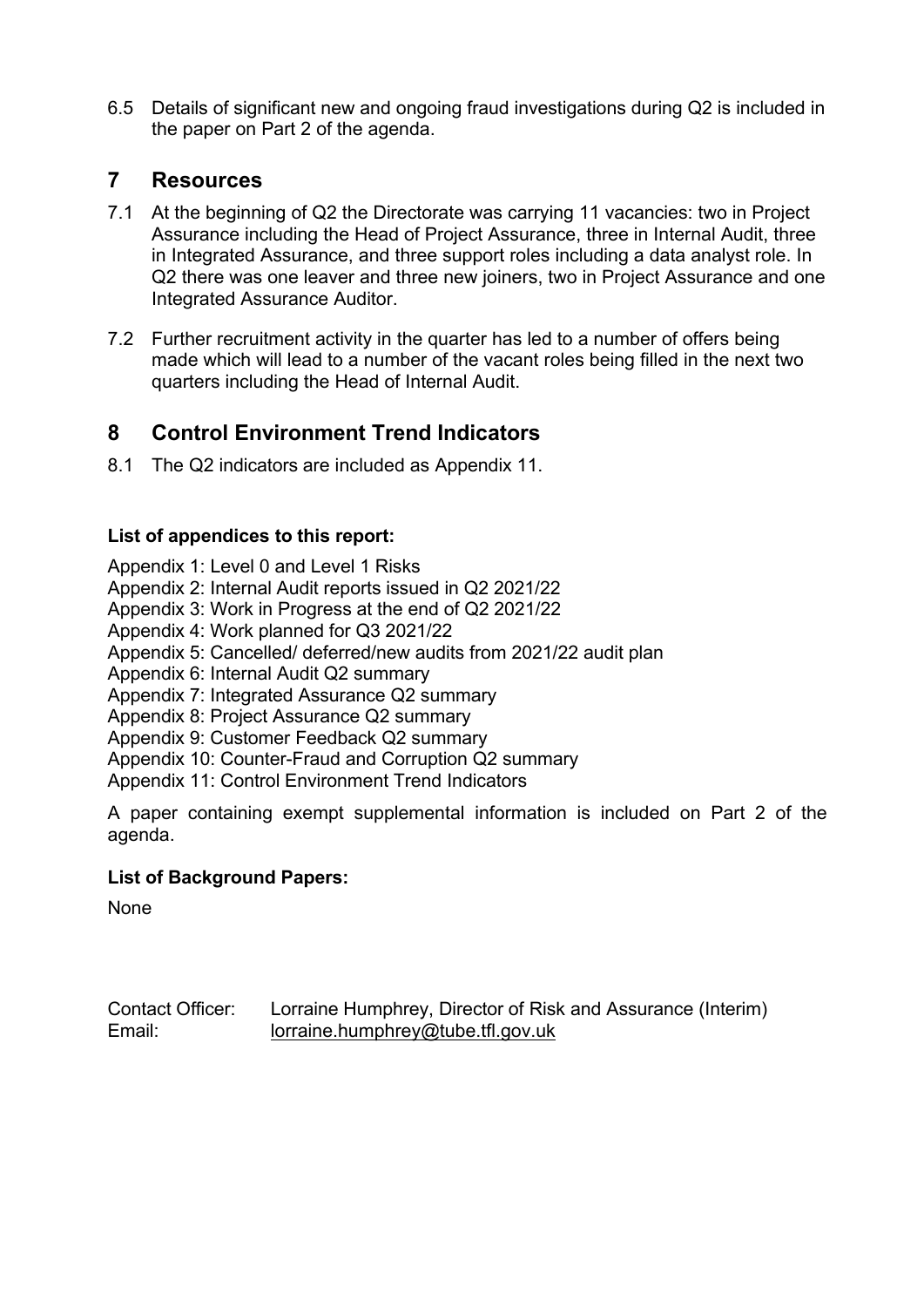6.5 Details of significant new and ongoing fraud investigations during Q2 is included in the paper on Part 2 of the agenda.

## 7 Resources

7.1 At the beginning of Q2 the Directorate was carrying 11 vacancies: two in Project Assurance including the Head of Project Assurance, three in Internal Audit, three in Integrated Assurance, and three support roles including a data analyst role. In Q2 there was one leaver and three new joiners, two in Project Assurance and one Integrated Assurance Auditor.

7.2 Further recruitment activity in the quarter has led to a number of offers being made which will lead to a number of the vacant roles being filled in the next two quarters including the Head of Internal Audit.

## 8 Control Environment Trend Indicators

8.1 The Q2 indicators are included as Appendix 11.

**List of appendices to this report:**

Appendix 1: Level 0 and Level 1 Risks
Appendix 2: Internal Audit reports issued in Q2 2021/22
Appendix 3: Work in Progress at the end of Q2 2021/22
Appendix 4: Work planned for Q3 2021/22
Appendix 5: Cancelled/ deferred/new audits from 2021/22 audit plan
Appendix 6: Internal Audit Q2 summary
Appendix 7: Integrated Assurance Q2 summary
Appendix 8: Project Assurance Q2 summary
Appendix 9: Customer Feedback Q2 summary
Appendix 10: Counter-Fraud and Corruption Q2 summary
Appendix 11: Control Environment Trend Indicators

A paper containing exempt supplemental information is included on Part 2 of the agenda.

**List of Background Papers:**

None

Contact Officer: Lorraine Humphrey, Director of Risk and Assurance (Interim)
Email: lorraine.humphrey@tube.tfl.gov.uk